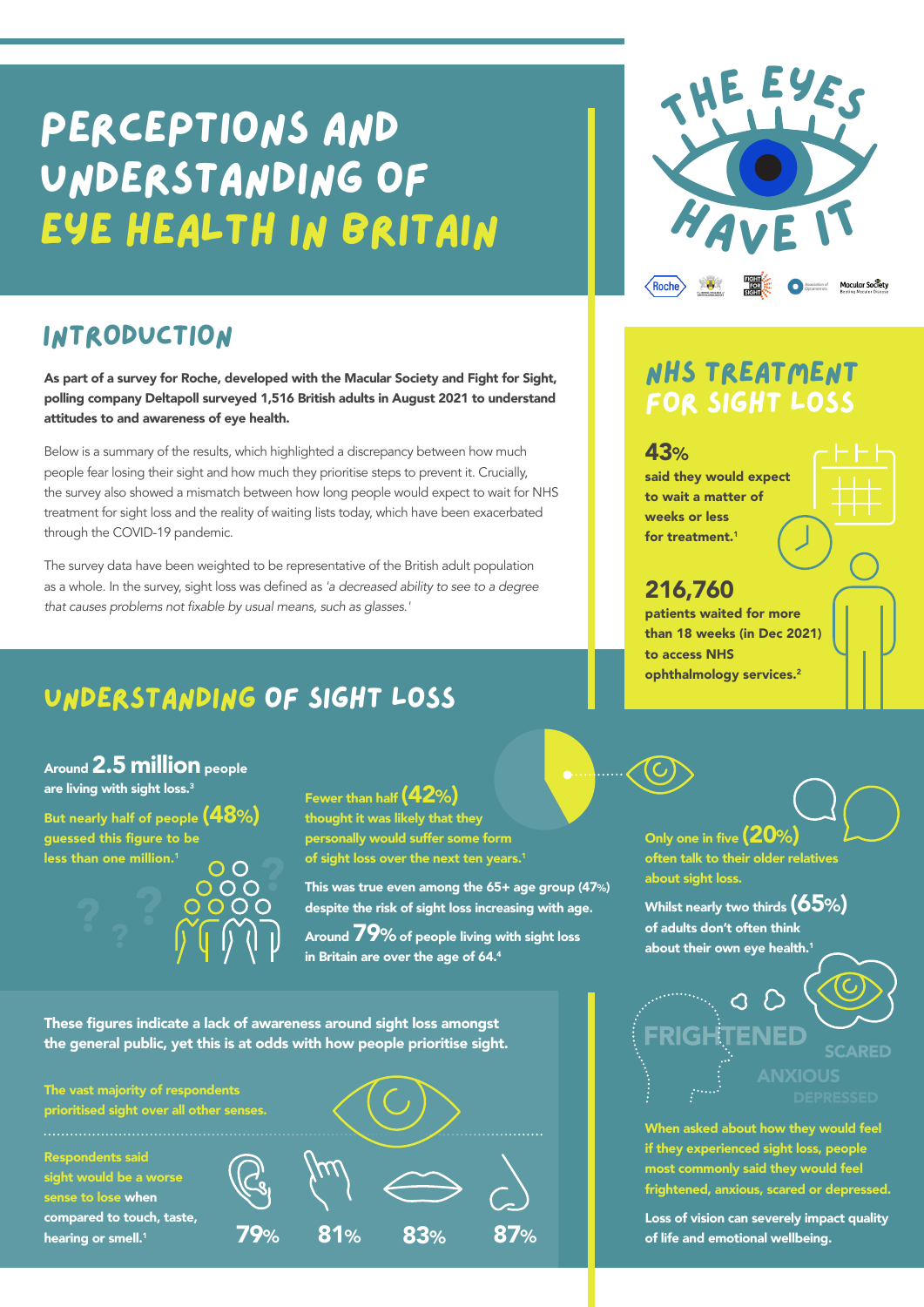# PERCEPTIONS AND UNDERSTANDING OF EYE HEALTH IN BRITAIN

THE EYES HAVE IT

## INTRODUCTION

**As part of a survey for Roche, developed with the Macular Society and Fight for Sight, polling company Deltapoll surveyed 1,516 British adults in August 2021 to understand attitudes to and awareness of eye health.**

Below is a summary of the results, which highlighted a discrepancy between how much people fear losing their sight and how much they prioritise steps to prevent it. Crucially, the survey also showed a mismatch between how long people would expect to wait for NHS treatment for sight loss and the reality of waiting lists today, which have been exacerbated through the COVID-19 pandemic.

The survey data have been weighted to be representative of the British adult population as a whole. In the survey, sight loss was defined as *'a decreased ability to see to a degree that causes problems not fixable by usual means, such as glasses.'*

## NHS TREATMENT FOR SIGHT LOSS

**43%** said they would expect to wait a matter of weeks or less for treatment.[1]

**216,760** patients waited for more than 18 weeks (in Dec 2021) to access NHS ophthalmology services.[2]

## UNDERSTANDING OF SIGHT LOSS

Around **2.5 million** people are living with sight loss.[3]

But nearly half of people **(48%)** guessed this figure to be less than one million.[1]

Fewer than half **(42%)** thought it was likely that they personally would suffer some form of sight loss over the next ten years.[1]

This was true even among the 65+ age group (47%) despite the risk of sight loss increasing with age.

Around **79%** of people living with sight loss in Britain are over the age of 64.[4]

Only one in five **(20%)** often talk to their older relatives about sight loss.

Whilst nearly two thirds **(65%)** of adults don't often think about their own eye health.[1]

**These figures indicate a lack of awareness around sight loss amongst the general public, yet this is at odds with how people prioritise sight.**

The vast majority of respondents prioritised sight over all other senses.

Respondents said sight would be a worse sense to lose when compared to touch, taste, hearing or smell.[1]

| Hearing | Touch | Taste | Smell |
|---|---|---|---|
| 79% | 81% | 83% | 87% |

FRIGHTENED SCARED ANXIOUS DEPRESSED

When asked about how they would feel if they experienced sight loss, people most commonly said they would feel frightened, anxious, scared or depressed.

Loss of vision can severely impact quality of life and emotional wellbeing.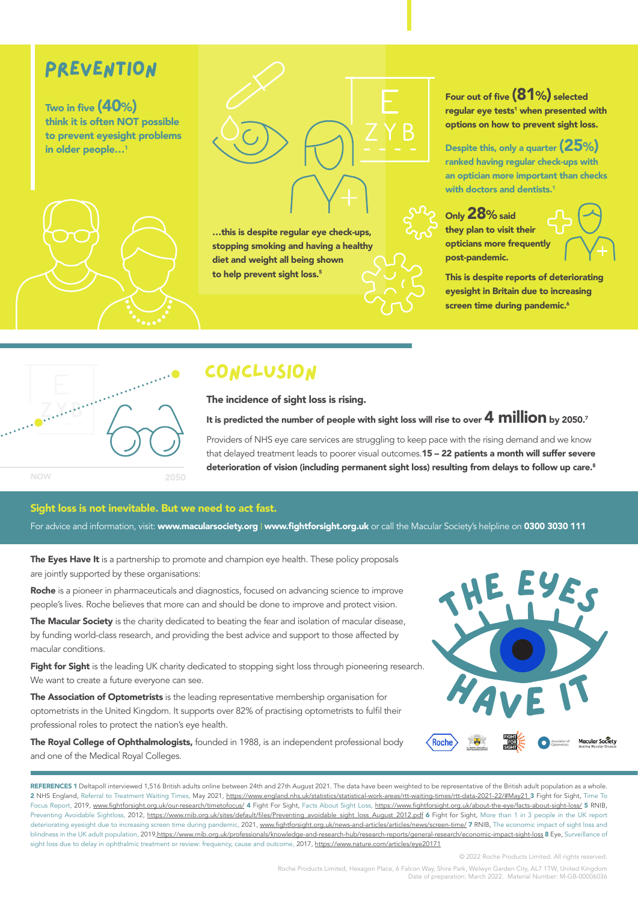## PREVENTION

Two in five **(40%)** think it is often NOT possible to prevent eyesight problems in older people...[1]

...this is despite regular eye check-ups, stopping smoking and having a healthy diet and weight all being shown to help prevent sight loss.[5]

Four out of five **(81%)** selected regular eye tests[1] when presented with options on how to prevent sight loss.

Despite this, only a quarter **(25%)** ranked having regular check-ups with an optician more important than checks with doctors and dentists.[1]

Only **28%** said they plan to visit their opticians more frequently post-pandemic.

This is despite reports of deteriorating eyesight in Britain due to increasing screen time during pandemic.[6]

NOW

2050

## CONCLUSION

**The incidence of sight loss is rising.**

**It is predicted the number of people with sight loss will rise to over 4 million by 2050.**[7]

Providers of NHS eye care services are struggling to keep pace with the rising demand and we know that delayed treatment leads to poorer visual outcomes. **15 – 22 patients a month will suffer severe deterioration of vision (including permanent sight loss) resulting from delays to follow up care.**[8]

**Sight loss is not inevitable. But we need to act fast.**

For advice and information, visit: **www.macularsociety.org** | **www.fightforsight.org.uk** or call the Macular Society's helpline on **0300 3030 111**

**The Eyes Have It** is a partnership to promote and champion eye health. These policy proposals are jointly supported by these organisations:

**Roche** is a pioneer in pharmaceuticals and diagnostics, focused on advancing science to improve people's lives. Roche believes that more can and should be done to improve and protect vision.

**The Macular Society** is the charity dedicated to beating the fear and isolation of macular disease, by funding world-class research, and providing the best advice and support to those affected by macular conditions.

**Fight for Sight** is the leading UK charity dedicated to stopping sight loss through pioneering research. We want to create a future everyone can see.

**The Association of Optometrists** is the leading representative membership organisation for optometrists in the United Kingdom. It supports over 82% of practising optometrists to fulfil their professional roles to protect the nation's eye health.

**The Royal College of Ophthalmologists,** founded in 1988, is an independent professional body and one of the Medical Royal Colleges.

THE EYES HAVE IT

**REFERENCES 1** Deltapoll interviewed 1,516 British adults online between 24th and 27th August 2021. The data have been weighted to be representative of the British adult population as a whole. **2** NHS England, Referral to Treatment Waiting Times, May 2021, https://www.england.nhs.uk/statistics/statistical-work-areas/rtt-waiting-times/rtt-data-2021-22/#May21 **3** Fight for Sight, Time To Focus Report, 2019, www.fightforsight.org.uk/our-research/timetofocus/ **4** Fight For Sight, Facts About Sight Loss, https://www.fightforsight.org.uk/about-the-eye/facts-about-sight-loss/ **5** RNIB, Preventing Avoidable Sightloss, 2012, https://www.rnib.org.uk/sites/default/files/Preventing_avoidable_sight_loss_August_2012.pdf **6** Fight for Sight, More than 1 in 3 people in the UK report deteriorating eyesight due to increasing screen time during pandemic, 2021, www.fightforsight.org.uk/news-and-articles/articles/news/screen-time/ **7** RNIB, The economic impact of sight loss and blindness in the UK adult population, 2019,https://www.rnib.org.uk/professionals/knowledge-and-research-hub/research-reports/general-research/economic-impact-sight-loss **8** Eye, Surveillance of sight loss due to delay in ophthalmic treatment or review: frequency, cause and outcome, 2017, https://www.nature.com/articles/eye20171

© 2022 Roche Products Limited. All rights reserved.

Roche Products Limited, Hexagon Place, 6 Falcon Way, Shire Park, Welwyn Garden City, AL7 1TW, United Kingdom
Date of preparation: March 2022. Material Number: M-GB-00006036